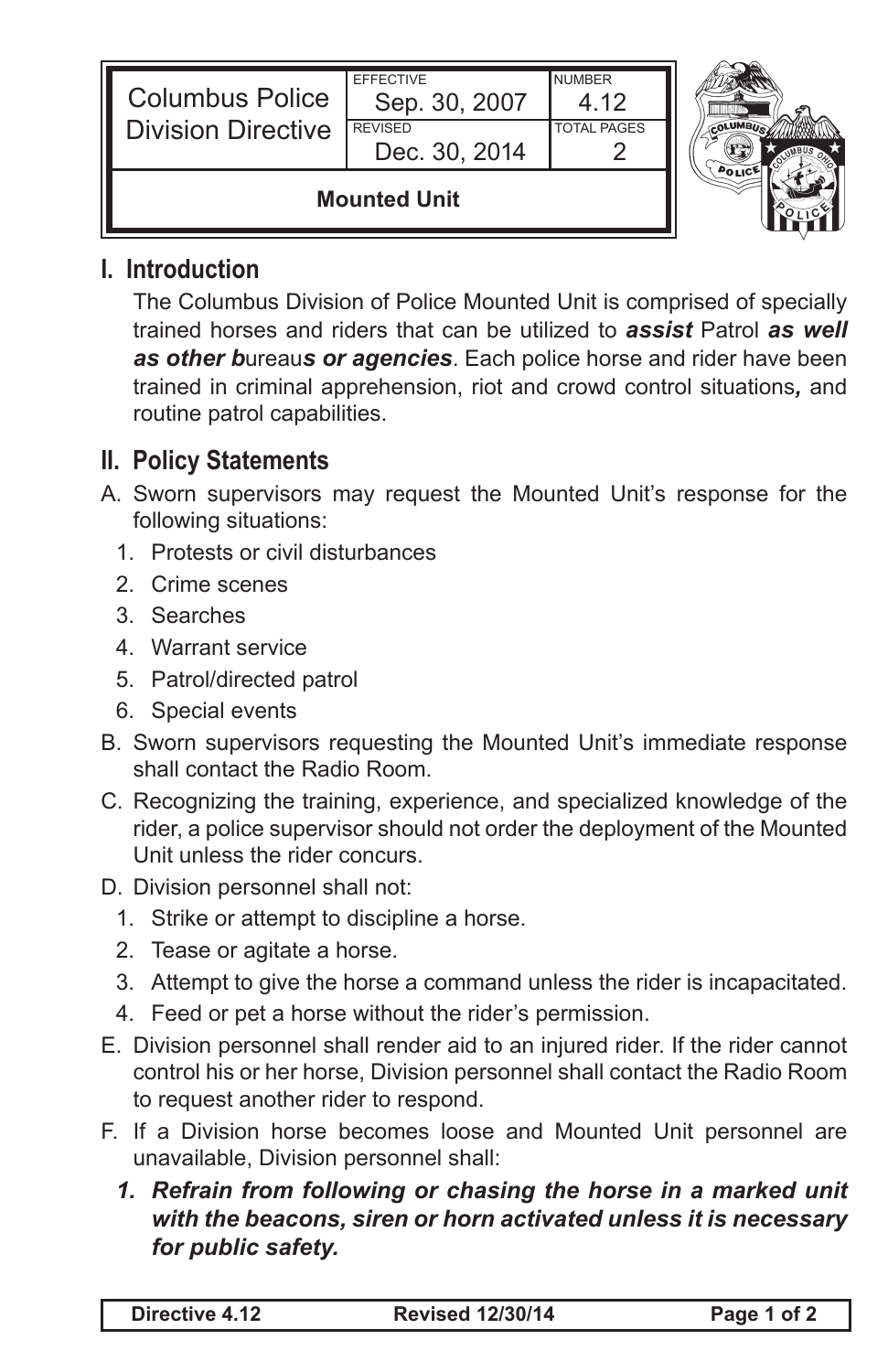| Columbus Police Division Directive | EFFECTIVE Sep. 30, 2007 | NUMBER 4.12 |
|---|---|---|
| | REVISED Dec. 30, 2014 | TOTAL PAGES 2 |
| **Mounted Unit** | | |

## I. Introduction

The Columbus Division of Police Mounted Unit is comprised of specially trained horses and riders that can be utilized to ***assist*** Patrol ***as well as other b***ureau***s or agencies***. Each police horse and rider have been trained in criminal apprehension, riot and crowd control situations***,*** and routine patrol capabilities.

## II. Policy Statements

A. Sworn supervisors may request the Mounted Unit's response for the following situations:
   1. Protests or civil disturbances
   2. Crime scenes
   3. Searches
   4. Warrant service
   5. Patrol/directed patrol
   6. Special events

B. Sworn supervisors requesting the Mounted Unit's immediate response shall contact the Radio Room.

C. Recognizing the training, experience, and specialized knowledge of the rider, a police supervisor should not order the deployment of the Mounted Unit unless the rider concurs.

D. Division personnel shall not:
   1. Strike or attempt to discipline a horse.
   2. Tease or agitate a horse.
   3. Attempt to give the horse a command unless the rider is incapacitated.
   4. Feed or pet a horse without the rider's permission.

E. Division personnel shall render aid to an injured rider. If the rider cannot control his or her horse, Division personnel shall contact the Radio Room to request another rider to respond.

F. If a Division horse becomes loose and Mounted Unit personnel are unavailable, Division personnel shall:
   ***1. Refrain from following or chasing the horse in a marked unit with the beacons, siren or horn activated unless it is necessary for public safety.***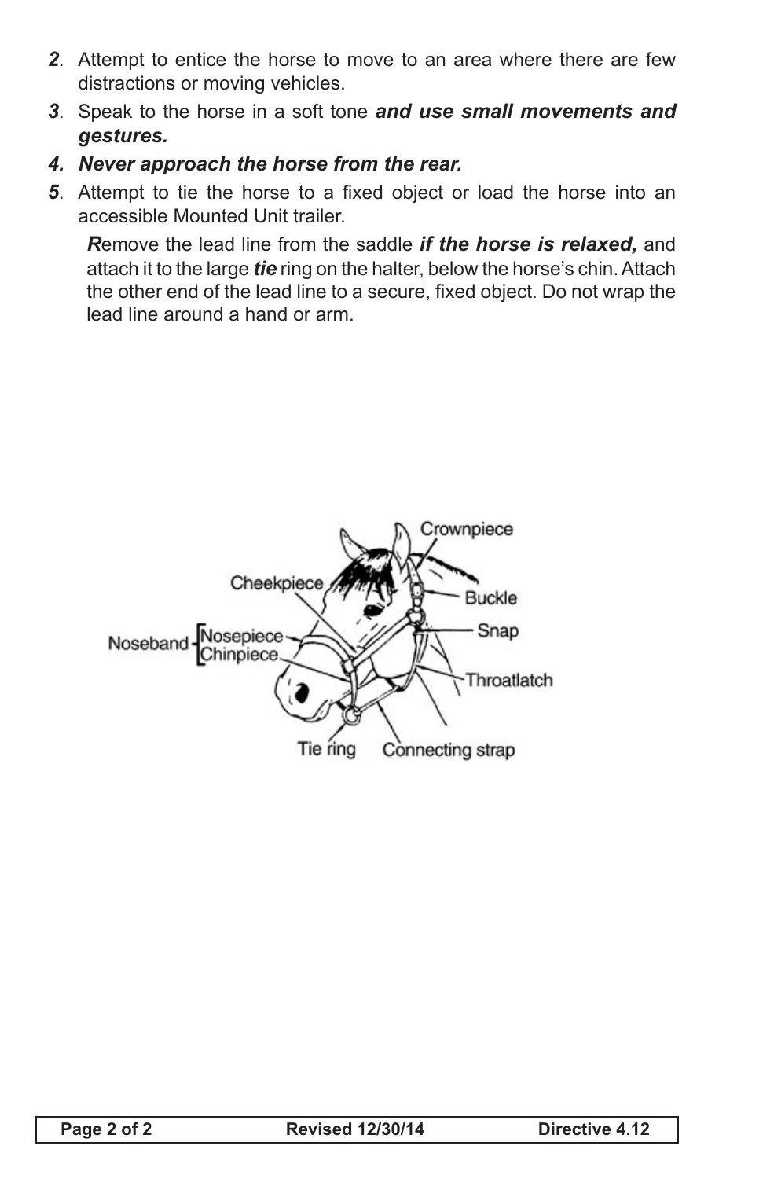***2***. Attempt to entice the horse to move to an area where there are few distractions or moving vehicles.

***3***. Speak to the horse in a soft tone ***and use small movements and gestures.***

***4. Never approach the horse from the rear.***

***5***. Attempt to tie the horse to a fixed object or load the horse into an accessible Mounted Unit trailer.

***R***emove the lead line from the saddle ***if the horse is relaxed,*** and attach it to the large ***tie*** ring on the halter, below the horse's chin. Attach the other end of the lead line to a secure, fixed object. Do not wrap the lead line around a hand or arm.

Crownpiece
Cheekpiece
Buckle
Noseband
Nosepiece
Chinpiece
Snap
Throatlatch
Tie ring
Connecting strap